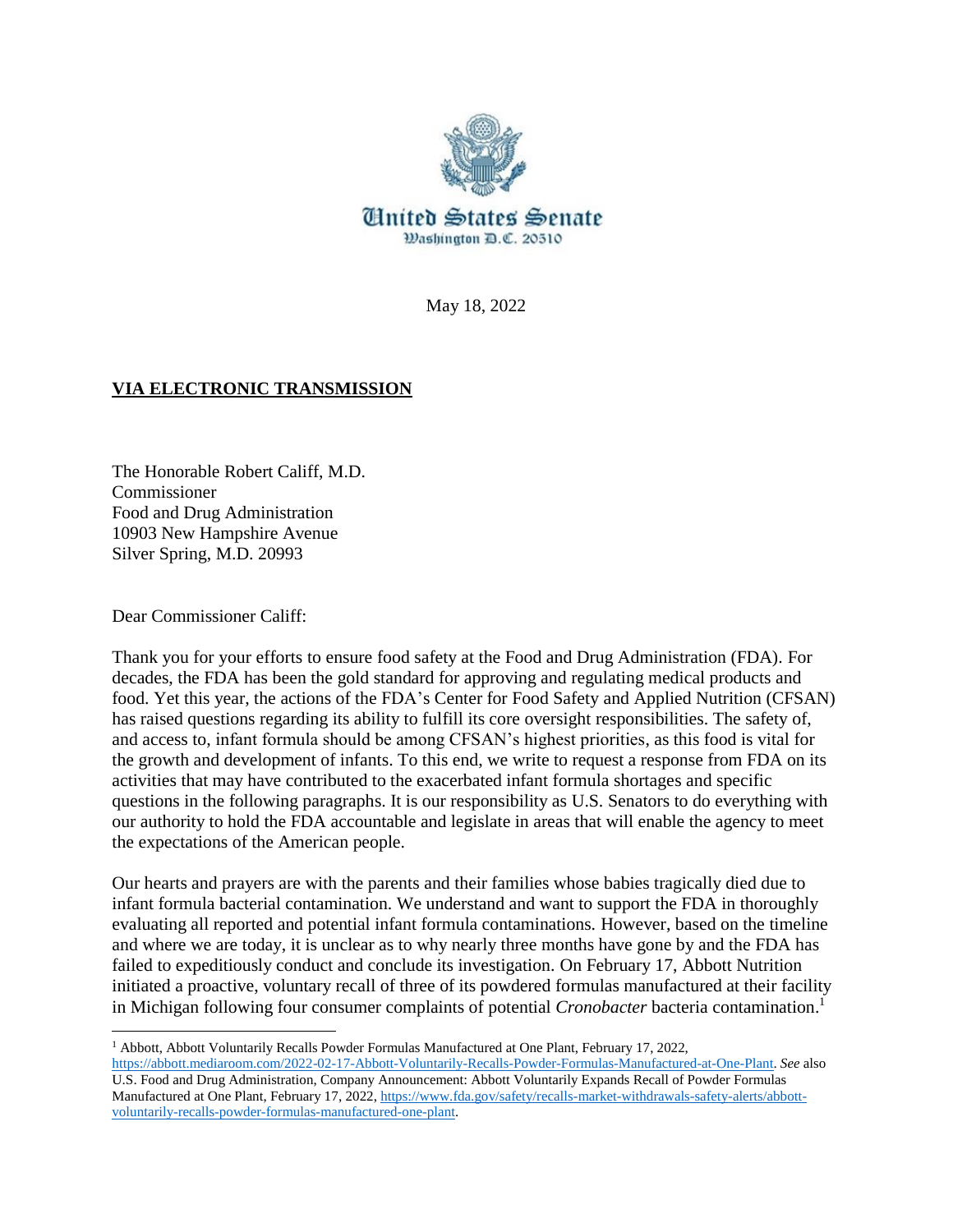United States Senate
Washington D.C. 20510

May 18, 2022

**VIA ELECTRONIC TRANSMISSION**

The Honorable Robert Califf, M.D.
Commissioner
Food and Drug Administration
10903 New Hampshire Avenue
Silver Spring, M.D. 20993

Dear Commissioner Califf:

Thank you for your efforts to ensure food safety at the Food and Drug Administration (FDA). For decades, the FDA has been the gold standard for approving and regulating medical products and food. Yet this year, the actions of the FDA's Center for Food Safety and Applied Nutrition (CFSAN) has raised questions regarding its ability to fulfill its core oversight responsibilities. The safety of, and access to, infant formula should be among CFSAN's highest priorities, as this food is vital for the growth and development of infants. To this end, we write to request a response from FDA on its activities that may have contributed to the exacerbated infant formula shortages and specific questions in the following paragraphs. It is our responsibility as U.S. Senators to do everything with our authority to hold the FDA accountable and legislate in areas that will enable the agency to meet the expectations of the American people.

Our hearts and prayers are with the parents and their families whose babies tragically died due to infant formula bacterial contamination. We understand and want to support the FDA in thoroughly evaluating all reported and potential infant formula contaminations. However, based on the timeline and where we are today, it is unclear as to why nearly three months have gone by and the FDA has failed to expeditiously conduct and conclude its investigation. On February 17, Abbott Nutrition initiated a proactive, voluntary recall of three of its powdered formulas manufactured at their facility in Michigan following four consumer complaints of potential *Cronobacter* bacteria contamination.[1]

---

[1] Abbott, Abbott Voluntarily Recalls Powder Formulas Manufactured at One Plant, February 17, 2022, https://abbott.mediaroom.com/2022-02-17-Abbott-Voluntarily-Recalls-Powder-Formulas-Manufactured-at-One-Plant. *See* also U.S. Food and Drug Administration, Company Announcement: Abbott Voluntarily Expands Recall of Powder Formulas Manufactured at One Plant, February 17, 2022, https://www.fda.gov/safety/recalls-market-withdrawals-safety-alerts/abbott-voluntarily-recalls-powder-formulas-manufactured-one-plant.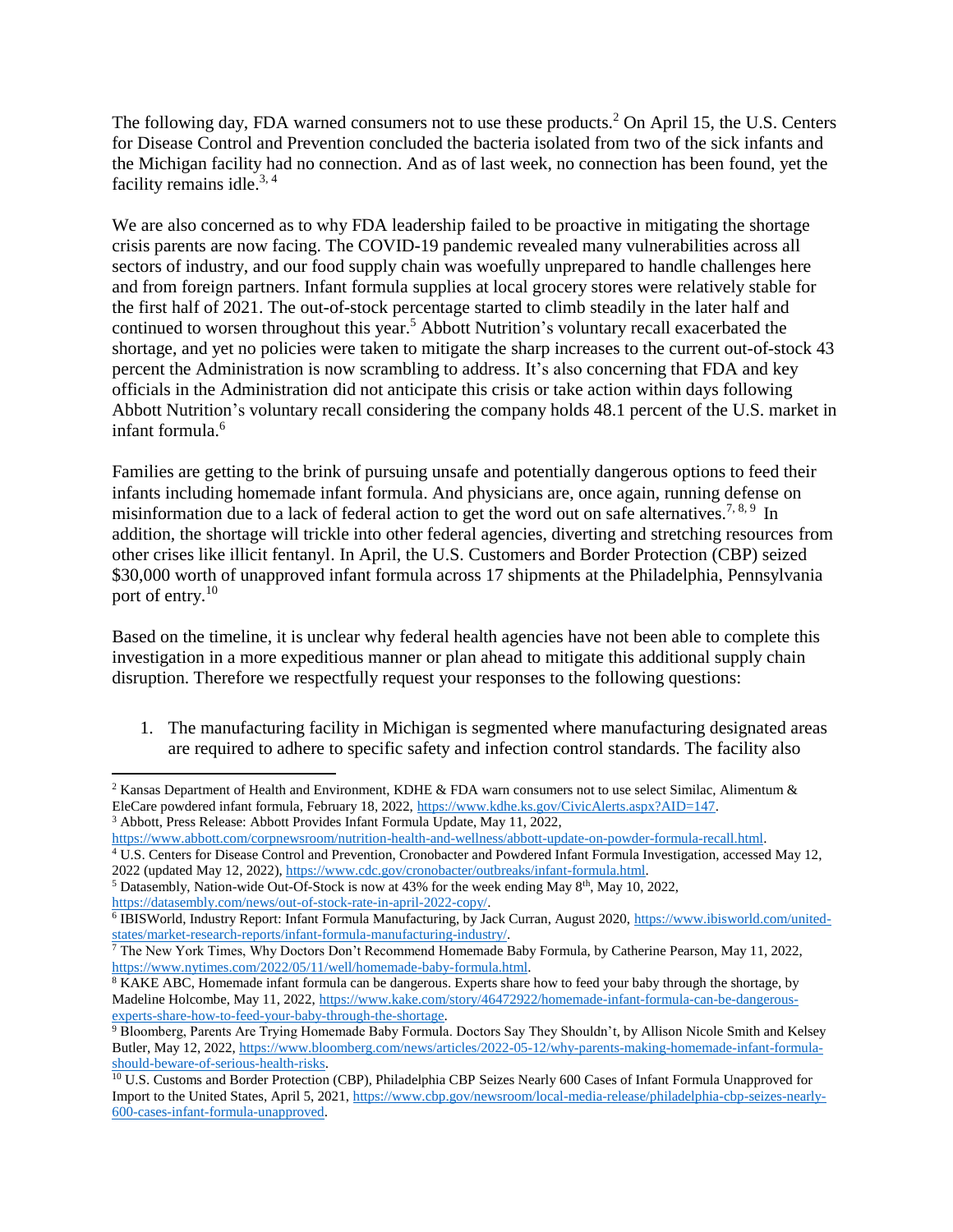The following day, FDA warned consumers not to use these products.[2] On April 15, the U.S. Centers for Disease Control and Prevention concluded the bacteria isolated from two of the sick infants and the Michigan facility had no connection. And as of last week, no connection has been found, yet the facility remains idle.[3, 4]

We are also concerned as to why FDA leadership failed to be proactive in mitigating the shortage crisis parents are now facing. The COVID-19 pandemic revealed many vulnerabilities across all sectors of industry, and our food supply chain was woefully unprepared to handle challenges here and from foreign partners. Infant formula supplies at local grocery stores were relatively stable for the first half of 2021. The out-of-stock percentage started to climb steadily in the later half and continued to worsen throughout this year.[5] Abbott Nutrition's voluntary recall exacerbated the shortage, and yet no policies were taken to mitigate the sharp increases to the current out-of-stock 43 percent the Administration is now scrambling to address. It's also concerning that FDA and key officials in the Administration did not anticipate this crisis or take action within days following Abbott Nutrition's voluntary recall considering the company holds 48.1 percent of the U.S. market in infant formula.[6]

Families are getting to the brink of pursuing unsafe and potentially dangerous options to feed their infants including homemade infant formula. And physicians are, once again, running defense on misinformation due to a lack of federal action to get the word out on safe alternatives.[7, 8, 9] In addition, the shortage will trickle into other federal agencies, diverting and stretching resources from other crises like illicit fentanyl. In April, the U.S. Customers and Border Protection (CBP) seized $30,000 worth of unapproved infant formula across 17 shipments at the Philadelphia, Pennsylvania port of entry.[10]

Based on the timeline, it is unclear why federal health agencies have not been able to complete this investigation in a more expeditious manner or plan ahead to mitigate this additional supply chain disruption. Therefore we respectfully request your responses to the following questions:

1. The manufacturing facility in Michigan is segmented where manufacturing designated areas are required to adhere to specific safety and infection control standards. The facility also

---

[2] Kansas Department of Health and Environment, KDHE & FDA warn consumers not to use select Similac, Alimentum & EleCare powdered infant formula, February 18, 2022, https://www.kdhe.ks.gov/CivicAlerts.aspx?AID=147.

[3] Abbott, Press Release: Abbott Provides Infant Formula Update, May 11, 2022, https://www.abbott.com/corpnewsroom/nutrition-health-and-wellness/abbott-update-on-powder-formula-recall.html.

[4] U.S. Centers for Disease Control and Prevention, Cronobacter and Powdered Infant Formula Investigation, accessed May 12, 2022 (updated May 12, 2022), https://www.cdc.gov/cronobacter/outbreaks/infant-formula.html.

[5] Datasembly, Nation-wide Out-Of-Stock is now at 43% for the week ending May 8th, May 10, 2022, https://datasembly.com/news/out-of-stock-rate-in-april-2022-copy/.

[6] IBISWorld, Industry Report: Infant Formula Manufacturing, by Jack Curran, August 2020, https://www.ibisworld.com/united-states/market-research-reports/infant-formula-manufacturing-industry/.

[7] The New York Times, Why Doctors Don't Recommend Homemade Baby Formula, by Catherine Pearson, May 11, 2022, https://www.nytimes.com/2022/05/11/well/homemade-baby-formula.html.

[8] KAKE ABC, Homemade infant formula can be dangerous. Experts share how to feed your baby through the shortage, by Madeline Holcombe, May 11, 2022, https://www.kake.com/story/46472922/homemade-infant-formula-can-be-dangerous-experts-share-how-to-feed-your-baby-through-the-shortage.

[9] Bloomberg, Parents Are Trying Homemade Baby Formula. Doctors Say They Shouldn't, by Allison Nicole Smith and Kelsey Butler, May 12, 2022, https://www.bloomberg.com/news/articles/2022-05-12/why-parents-making-homemade-infant-formula-should-beware-of-serious-health-risks.

[10] U.S. Customs and Border Protection (CBP), Philadelphia CBP Seizes Nearly 600 Cases of Infant Formula Unapproved for Import to the United States, April 5, 2021, https://www.cbp.gov/newsroom/local-media-release/philadelphia-cbp-seizes-nearly-600-cases-infant-formula-unapproved.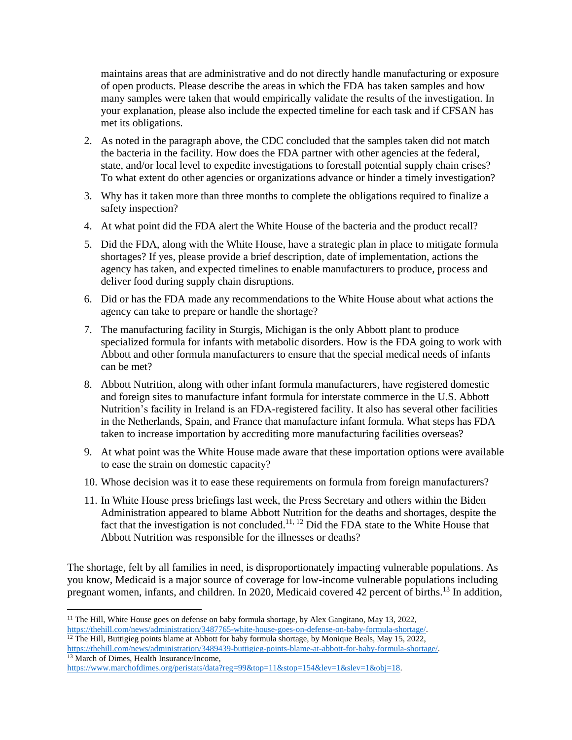maintains areas that are administrative and do not directly handle manufacturing or exposure of open products. Please describe the areas in which the FDA has taken samples and how many samples were taken that would empirically validate the results of the investigation. In your explanation, please also include the expected timeline for each task and if CFSAN has met its obligations.

2. As noted in the paragraph above, the CDC concluded that the samples taken did not match the bacteria in the facility. How does the FDA partner with other agencies at the federal, state, and/or local level to expedite investigations to forestall potential supply chain crises? To what extent do other agencies or organizations advance or hinder a timely investigation?

3. Why has it taken more than three months to complete the obligations required to finalize a safety inspection?

4. At what point did the FDA alert the White House of the bacteria and the product recall?

5. Did the FDA, along with the White House, have a strategic plan in place to mitigate formula shortages? If yes, please provide a brief description, date of implementation, actions the agency has taken, and expected timelines to enable manufacturers to produce, process and deliver food during supply chain disruptions.

6. Did or has the FDA made any recommendations to the White House about what actions the agency can take to prepare or handle the shortage?

7. The manufacturing facility in Sturgis, Michigan is the only Abbott plant to produce specialized formula for infants with metabolic disorders. How is the FDA going to work with Abbott and other formula manufacturers to ensure that the special medical needs of infants can be met?

8. Abbott Nutrition, along with other infant formula manufacturers, have registered domestic and foreign sites to manufacture infant formula for interstate commerce in the U.S. Abbott Nutrition's facility in Ireland is an FDA-registered facility. It also has several other facilities in the Netherlands, Spain, and France that manufacture infant formula. What steps has FDA taken to increase importation by accrediting more manufacturing facilities overseas?

9. At what point was the White House made aware that these importation options were available to ease the strain on domestic capacity?

10. Whose decision was it to ease these requirements on formula from foreign manufacturers?

11. In White House press briefings last week, the Press Secretary and others within the Biden Administration appeared to blame Abbott Nutrition for the deaths and shortages, despite the fact that the investigation is not concluded.[11, 12] Did the FDA state to the White House that Abbott Nutrition was responsible for the illnesses or deaths?

The shortage, felt by all families in need, is disproportionately impacting vulnerable populations. As you know, Medicaid is a major source of coverage for low-income vulnerable populations including pregnant women, infants, and children. In 2020, Medicaid covered 42 percent of births.[13] In addition,

---

[11] The Hill, White House goes on defense on baby formula shortage, by Alex Gangitano, May 13, 2022, https://thehill.com/news/administration/3487765-white-house-goes-on-defense-on-baby-formula-shortage/.

[12] The Hill, Buttigieg points blame at Abbott for baby formula shortage, by Monique Beals, May 15, 2022, https://thehill.com/news/administration/3489439-buttigieg-points-blame-at-abbott-for-baby-formula-shortage/.

[13] March of Dimes, Health Insurance/Income, https://www.marchofdimes.org/peristats/data?reg=99&top=11&stop=154&lev=1&slev=1&obj=18.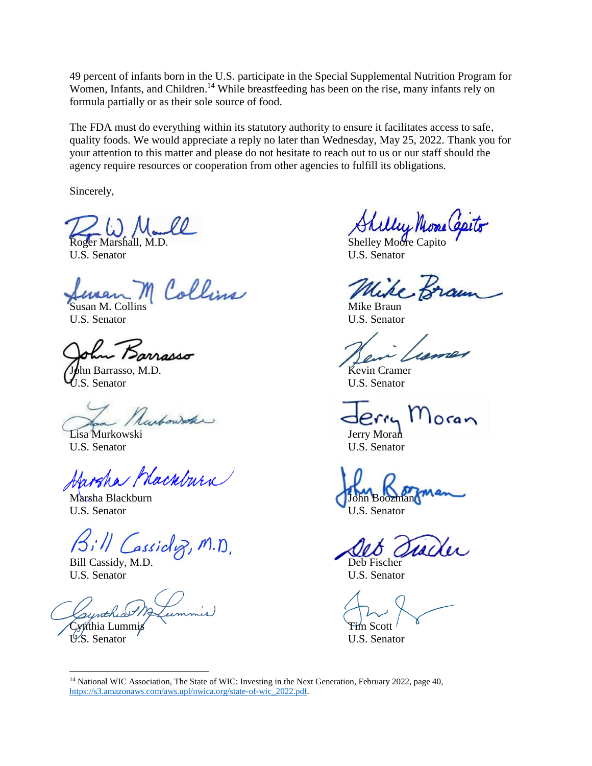49 percent of infants born in the U.S. participate in the Special Supplemental Nutrition Program for Women, Infants, and Children.[14] While breastfeeding has been on the rise, many infants rely on formula partially or as their sole source of food.

The FDA must do everything within its statutory authority to ensure it facilitates access to safe, quality foods. We would appreciate a reply no later than Wednesday, May 25, 2022. Thank you for your attention to this matter and please do not hesitate to reach out to us or our staff should the agency require resources or cooperation from other agencies to fulfill its obligations.

Sincerely,

Roger Marshall, M.D.
U.S. Senator

Susan M. Collins
U.S. Senator

John Barrasso, M.D.
U.S. Senator

Lisa Murkowski
U.S. Senator

Marsha Blackburn
U.S. Senator

Bill Cassidy, M.D.
U.S. Senator

Cynthia Lummis
U.S. Senator

Shelley Moore Capito
U.S. Senator

Mike Braun
U.S. Senator

Kevin Cramer
U.S. Senator

Jerry Moran
U.S. Senator

John Boozman
U.S. Senator

Deb Fischer
U.S. Senator

Tim Scott
U.S. Senator

---

[14] National WIC Association, The State of WIC: Investing in the Next Generation, February 2022, page 40, https://s3.amazonaws.com/aws.upl/nwica.org/state-of-wic_2022.pdf.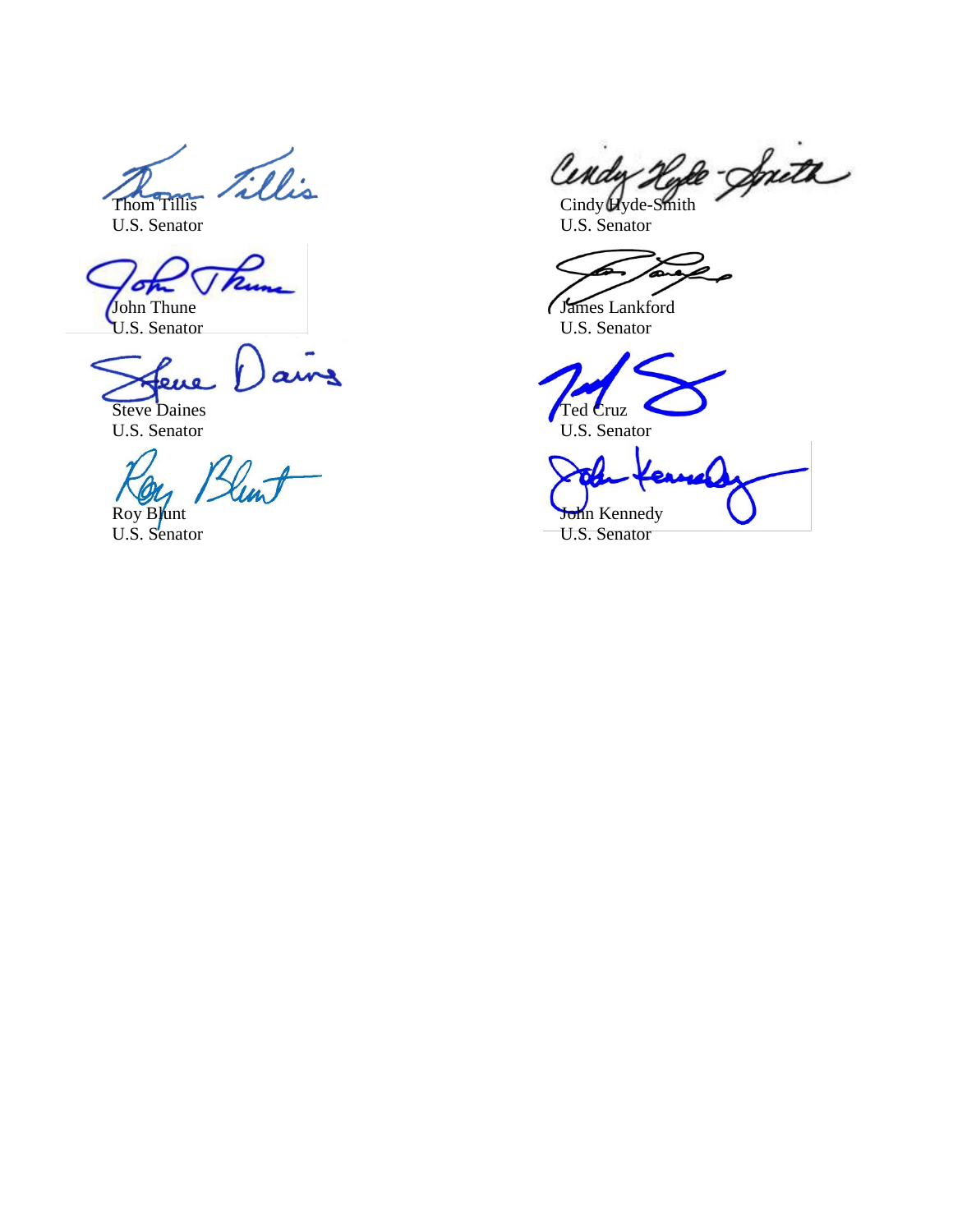Thom Tillis
U.S. Senator

Cindy Hyde-Smith
U.S. Senator

John Thune
U.S. Senator

James Lankford
U.S. Senator

Steve Daines
U.S. Senator

Ted Cruz
U.S. Senator

Roy Blunt
U.S. Senator

John Kennedy
U.S. Senator